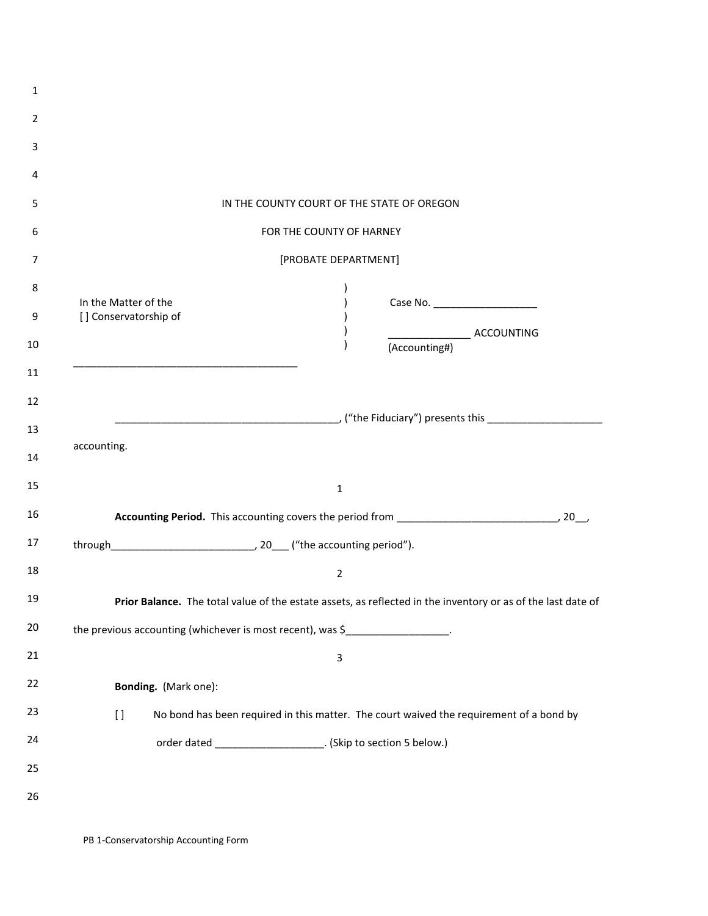IN THE COUNTY COURT OF THE STATE OF OREGON

FOR THE COUNTY OF HARNEY

[PROBATE DEPARTMENT]

In the Matter of the
[ ] Conservatorship of

_______________________________________

Case No. __________________

______________ ACCOUNTING
(Accounting#)

_______________________________________, ("the Fiduciary") presents this ____________________ accounting.

1

**Accounting Period.** This accounting covers the period from ____________________________, 20__, through__________________________, 20___ ("the accounting period").

2

**Prior Balance.** The total value of the estate assets, as reflected in the inventory or as of the last date of the previous accounting (whichever is most recent), was $__________________.

3

**Bonding.** (Mark one):

[ ] No bond has been required in this matter. The court waived the requirement of a bond by order dated ___________________. (Skip to section 5 below.)

PB 1-Conservatorship Accounting Form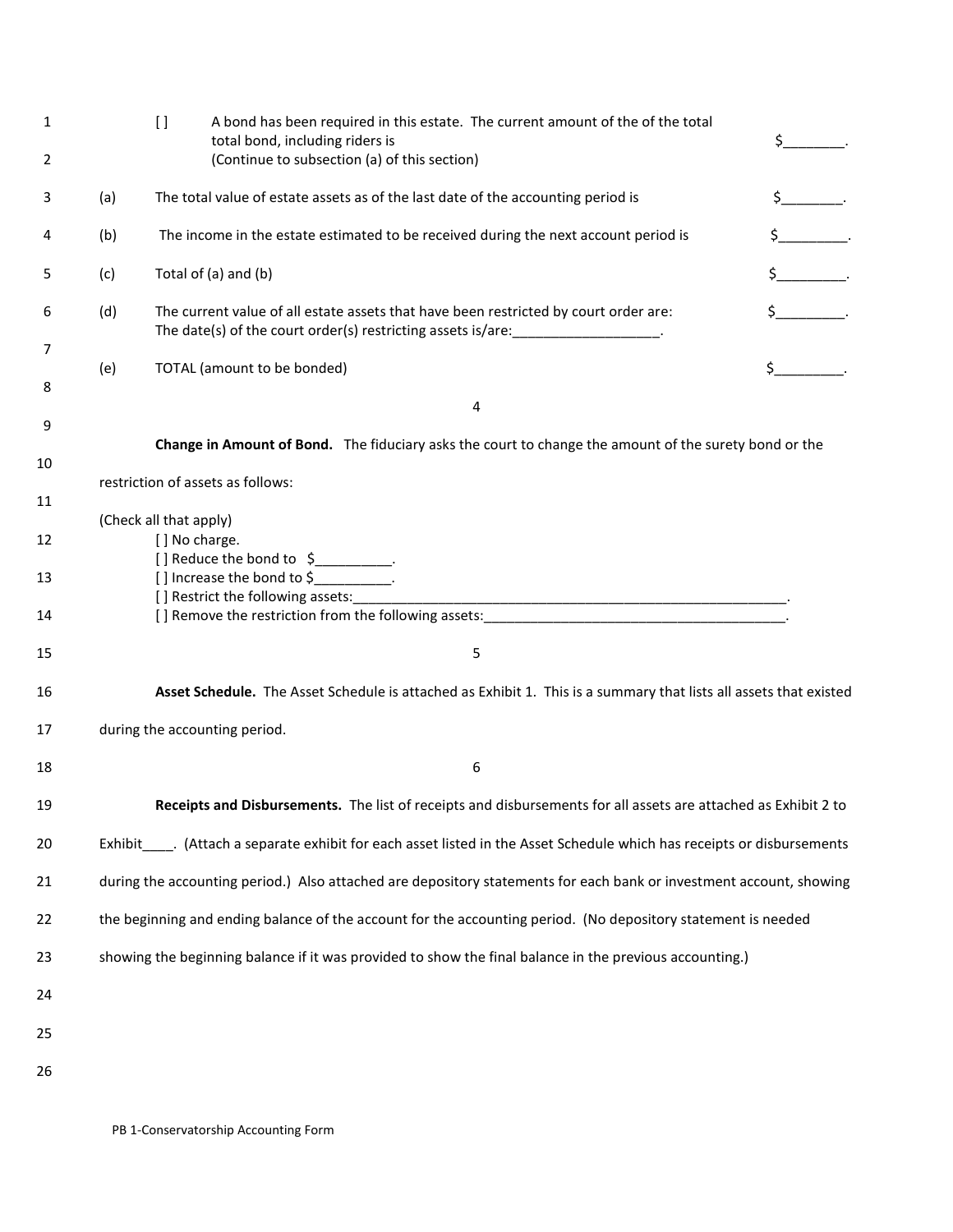[] A bond has been required in this estate. The current amount of the of the total total bond, including riders is $________.
(Continue to subsection (a) of this section)

(a) The total value of estate assets as of the last date of the accounting period is $________.

(b) The income in the estate estimated to be received during the next account period is $_________.

(c) Total of (a) and (b) $_________.

(d) The current value of all estate assets that have been restricted by court order are: $_________.
The date(s) of the court order(s) restricting assets is/are:___________________.

(e) TOTAL (amount to be bonded) $_________.

4

**Change in Amount of Bond.** The fiduciary asks the court to change the amount of the surety bond or the restriction of assets as follows:

(Check all that apply)

[] No charge.
[] Reduce the bond to $__________.
[] Increase the bond to $__________.
[] Restrict the following assets:___________________________________________________________.
[] Remove the restriction from the following assets:________________________________________.

5

**Asset Schedule.** The Asset Schedule is attached as Exhibit 1. This is a summary that lists all assets that existed during the accounting period.

6

**Receipts and Disbursements.** The list of receipts and disbursements for all assets are attached as Exhibit 2 to Exhibit____. (Attach a separate exhibit for each asset listed in the Asset Schedule which has receipts or disbursements during the accounting period.) Also attached are depository statements for each bank or investment account, showing the beginning and ending balance of the account for the accounting period. (No depository statement is needed showing the beginning balance if it was provided to show the final balance in the previous accounting.)

PB 1-Conservatorship Accounting Form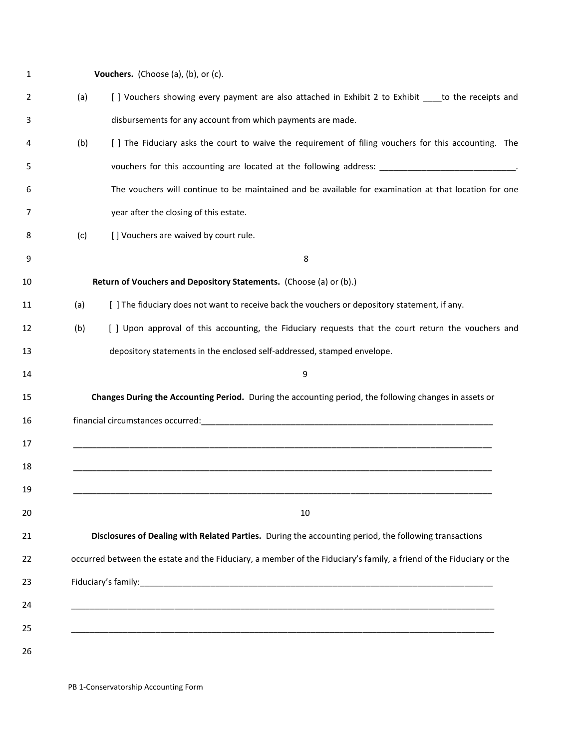**Vouchers.** (Choose (a), (b), or (c).

(a) [ ] Vouchers showing every payment are also attached in Exhibit 2 to Exhibit ____to the receipts and disbursements for any account from which payments are made.

(b) [ ] The Fiduciary asks the court to waive the requirement of filing vouchers for this accounting. The vouchers for this accounting are located at the following address: _____________________________. The vouchers will continue to be maintained and be available for examination at that location for one year after the closing of this estate.

(c) [ ] Vouchers are waived by court rule.

8

**Return of Vouchers and Depository Statements.** (Choose (a) or (b).)

(a) [ ] The fiduciary does not want to receive back the vouchers or depository statement, if any.

(b) [ ] Upon approval of this accounting, the Fiduciary requests that the court return the vouchers and depository statements in the enclosed self-addressed, stamped envelope.

9

**Changes During the Accounting Period.** During the accounting period, the following changes in assets or financial circumstances occurred:_________________________________________________________________

_____________________________________________________________________________________________

_____________________________________________________________________________________________

_____________________________________________________________________________________________

10

**Disclosures of Dealing with Related Parties.** During the accounting period, the following transactions occurred between the estate and the Fiduciary, a member of the Fiduciary's family, a friend of the Fiduciary or the Fiduciary's family:_____________________________________________________________________________

_____________________________________________________________________________________________

_____________________________________________________________________________________________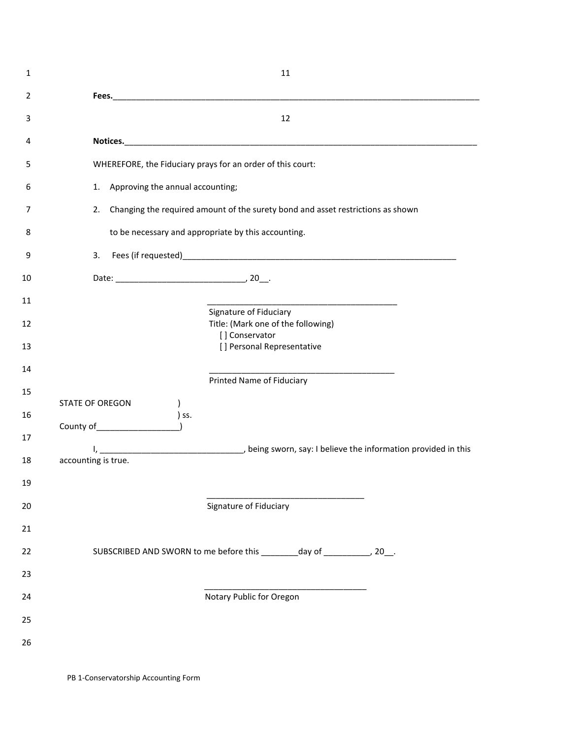11

**Fees.**_______________________________________________________________________________

12

**Notices.**_____________________________________________________________________________

WHEREFORE, the Fiduciary prays for an order of this court:

1. Approving the annual accounting;
2. Changing the required amount of the surety bond and asset restrictions as shown to be necessary and appropriate by this accounting.
3. Fees (if requested)______________________________________________________________

Date: ____________________________, 20__.

__________________________________________
Signature of Fiduciary
Title: (Mark one of the following)
[ ] Conservator
[ ] Personal Representative

__________________________________________
Printed Name of Fiduciary

STATE OF OREGON )
) ss.
County of__________________)

I, _______________________________, being sworn, say: I believe the information provided in this accounting is true.

__________________________________
Signature of Fiduciary

SUBSCRIBED AND SWORN to me before this ________day of __________, 20__.

___________________________________
Notary Public for Oregon

PB 1-Conservatorship Accounting Form